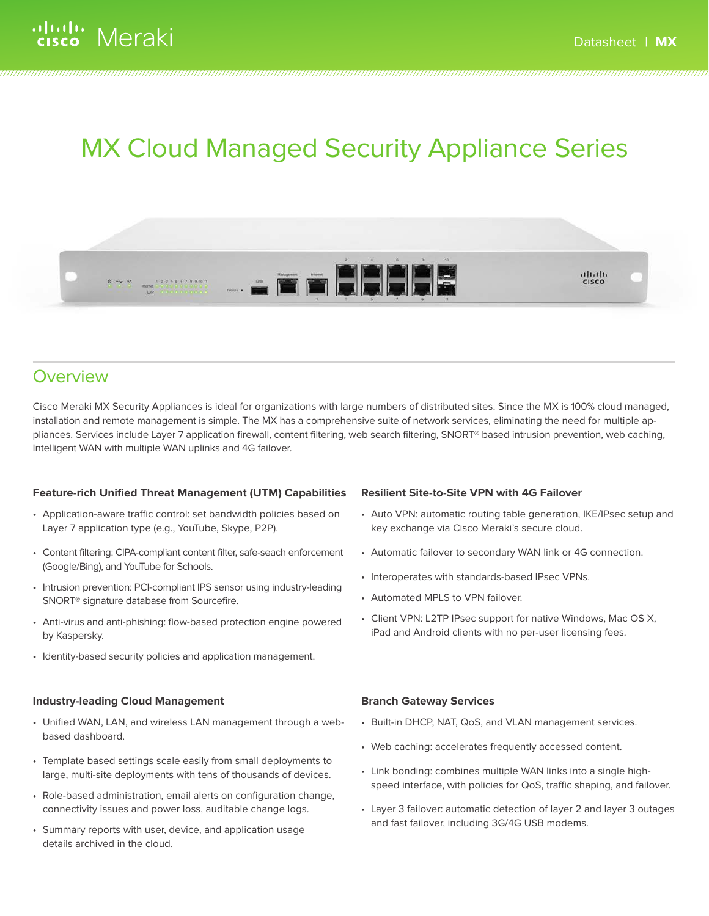# MX Cloud Managed Security Appliance Series

## Overview

Cisco Meraki MX Security Appliances is ideal for organizations with large numbers of distributed sites. Since the MX is 100% cloud managed, installation and remote management is simple. The MX has a comprehensive suite of network services, eliminating the need for multiple appliances. Services include Layer 7 application firewall, content filtering, web search filtering, SNORT® based intrusion prevention, web caching, Intelligent WAN with multiple WAN uplinks and 4G failover.

### Feature-rich Unified Threat Management (UTM) Capabilities

- Application-aware traffic control: set bandwidth policies based on Layer 7 application type (e.g., YouTube, Skype, P2P).
- Content filtering: CIPA-compliant content filter, safe-seach enforcement (Google/Bing), and YouTube for Schools.
- Intrusion prevention: PCI-compliant IPS sensor using industry-leading SNORT® signature database from Sourcefire.
- Anti-virus and anti-phishing: flow-based protection engine powered by Kaspersky.
- Identity-based security policies and application management.

### Resilient Site-to-Site VPN with 4G Failover

- Auto VPN: automatic routing table generation, IKE/IPsec setup and key exchange via Cisco Meraki's secure cloud.
- Automatic failover to secondary WAN link or 4G connection.
- Interoperates with standards-based IPsec VPNs.
- Automated MPLS to VPN failover.
- Client VPN: L2TP IPsec support for native Windows, Mac OS X, iPad and Android clients with no per-user licensing fees.

### Industry-leading Cloud Management

- Unified WAN, LAN, and wireless LAN management through a web-based dashboard.
- Template based settings scale easily from small deployments to large, multi-site deployments with tens of thousands of devices.
- Role-based administration, email alerts on configuration change, connectivity issues and power loss, auditable change logs.
- Summary reports with user, device, and application usage details archived in the cloud.

### Branch Gateway Services

- Built-in DHCP, NAT, QoS, and VLAN management services.
- Web caching: accelerates frequently accessed content.
- Link bonding: combines multiple WAN links into a single high-speed interface, with policies for QoS, traffic shaping, and failover.
- Layer 3 failover: automatic detection of layer 2 and layer 3 outages and fast failover, including 3G/4G USB modems.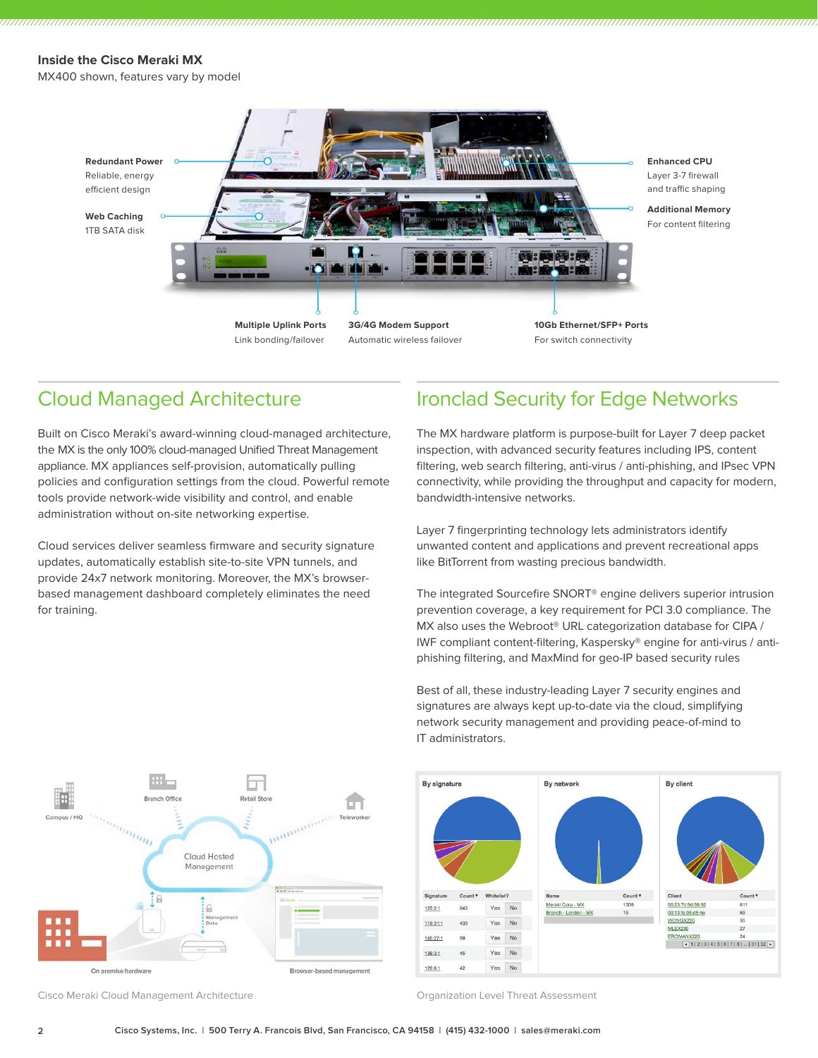**Inside the Cisco Meraki MX**
MX400 shown, features vary by model

**Redundant Power**
Reliable, energy efficient design

**Web Caching**
1TB SATA disk

**Enhanced CPU**
Layer 3-7 firewall and traffic shaping

**Additional Memory**
For content filtering

**Multiple Uplink Ports**
Link bonding/failover

**3G/4G Modem Support**
Automatic wireless failover

**10Gb Ethernet/SFP+ Ports**
For switch connectivity

## Cloud Managed Architecture

Built on Cisco Meraki's award-winning cloud-managed architecture, the MX is the only 100% cloud-managed Unified Threat Management appliance. MX appliances self-provision, automatically pulling policies and configuration settings from the cloud. Powerful remote tools provide network-wide visibility and control, and enable administration without on-site networking expertise.

Cloud services deliver seamless firmware and security signature updates, automatically establish site-to-site VPN tunnels, and provide 24x7 network monitoring. Moreover, the MX's browser-based management dashboard completely eliminates the need for training.

## Ironclad Security for Edge Networks

The MX hardware platform is purpose-built for Layer 7 deep packet inspection, with advanced security features including IPS, content filtering, web search filtering, anti-virus / anti-phishing, and IPsec VPN connectivity, while providing the throughput and capacity for modern, bandwidth-intensive networks.

Layer 7 fingerprinting technology lets administrators identify unwanted content and applications and prevent recreational apps like BitTorrent from wasting precious bandwidth.

The integrated Sourcefire SNORT® engine delivers superior intrusion prevention coverage, a key requirement for PCI 3.0 compliance. The MX also uses the Webroot® URL categorization database for CIPA / IWF compliant content-filtering, Kaspersky® engine for anti-virus / anti-phishing filtering, and MaxMind for geo-IP based security rules

Best of all, these industry-leading Layer 7 security engines and signatures are always kept up-to-date via the cloud, simplifying network security management and providing peace-of-mind to IT administrators.

Cisco Meraki Cloud Management Architecture

Organization Level Threat Assessment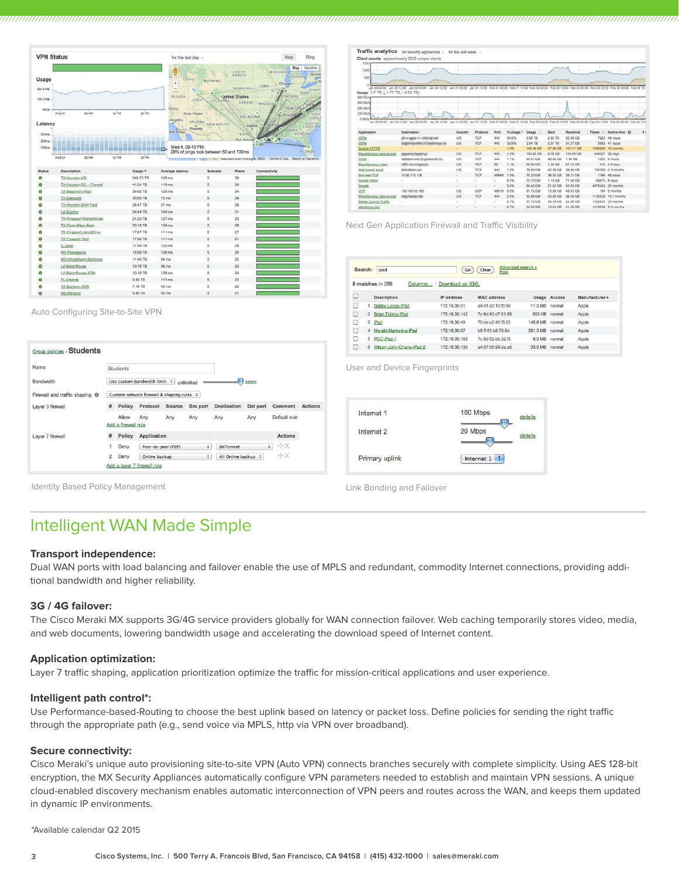Auto Configuring Site-to-Site VPN

Next Gen Application Firewall and Traffic Visibility

Identity Based Policy Management

User and Device Fingerprints

Link Bonding and Failover

## Intelligent WAN Made Simple

**Transport independence:**

Dual WAN ports with load balancing and failover enable the use of MPLS and redundant, commodity Internet connections, providing additional bandwidth and higher reliability.

**3G / 4G failover:**

The Cisco Meraki MX supports 3G/4G service providers globally for WAN connection failover. Web caching temporarily stores video, media, and web documents, lowering bandwidth usage and accelerating the download speed of Internet content.

**Application optimization:**

Layer 7 traffic shaping, application prioritization optimize the traffic for mission-critical applications and user experience.

**Intelligent path control*:**

Use Performance-based-Routing to choose the best uplink based on latency or packet loss. Define policies for sending the right traffic through the appropriate path (e.g., send voice via MPLS, http via VPN over broadband).

**Secure connectivity:**

Cisco Meraki's unique auto provisioning site-to-site VPN (Auto VPN) connects branches securely with complete simplicity. Using AES 128-bit encryption, the MX Security Appliances automatically configure VPN parameters needed to establish and maintain VPN sessions. A unique cloud-enabled discovery mechanism enables automatic interconnection of VPN peers and routes across the WAN, and keeps them updated in dynamic IP environments.

*Available calendar Q2 2015

Cisco Systems, Inc. | 500 Terry A. Francois Blvd, San Francisco, CA 94158 | (415) 432-1000 | sales@meraki.com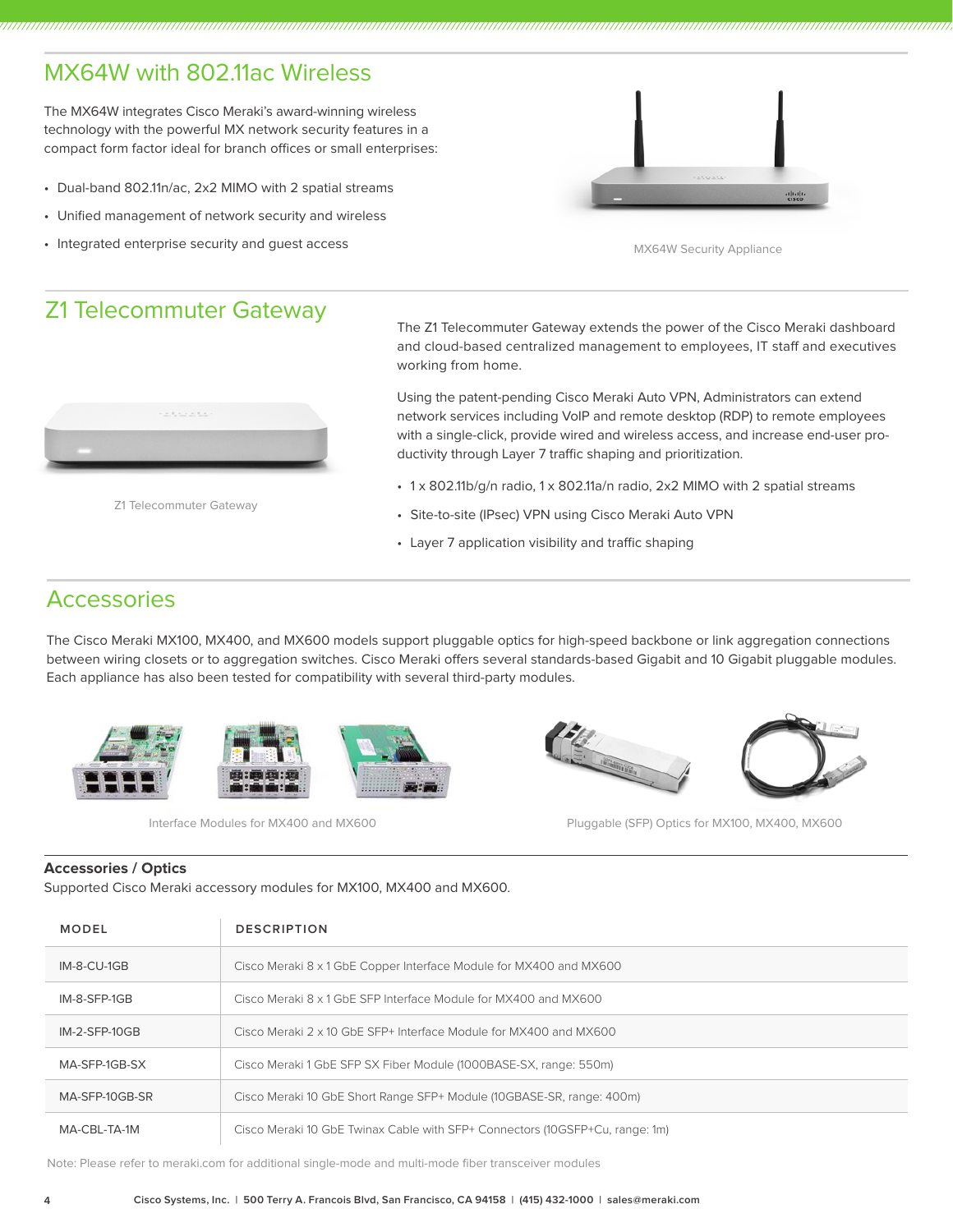## MX64W with 802.11ac Wireless

The MX64W integrates Cisco Meraki's award-winning wireless technology with the powerful MX network security features in a compact form factor ideal for branch offices or small enterprises:

- Dual-band 802.11n/ac, 2x2 MIMO with 2 spatial streams
- Unified management of network security and wireless
- Integrated enterprise security and guest access

MX64W Security Appliance

## Z1 Telecommuter Gateway

Z1 Telecommuter Gateway

The Z1 Telecommuter Gateway extends the power of the Cisco Meraki dashboard and cloud-based centralized management to employees, IT staff and executives working from home.

Using the patent-pending Cisco Meraki Auto VPN, Administrators can extend network services including VoIP and remote desktop (RDP) to remote employees with a single-click, provide wired and wireless access, and increase end-user productivity through Layer 7 traffic shaping and prioritization.

- 1 x 802.11b/g/n radio, 1 x 802.11a/n radio, 2x2 MIMO with 2 spatial streams
- Site-to-site (IPsec) VPN using Cisco Meraki Auto VPN
- Layer 7 application visibility and traffic shaping

## Accessories

The Cisco Meraki MX100, MX400, and MX600 models support pluggable optics for high-speed backbone or link aggregation connections between wiring closets or to aggregation switches. Cisco Meraki offers several standards-based Gigabit and 10 Gigabit pluggable modules. Each appliance has also been tested for compatibility with several third-party modules.

Interface Modules for MX400 and MX600

Pluggable (SFP) Optics for MX100, MX400, MX600

### Accessories / Optics

Supported Cisco Meraki accessory modules for MX100, MX400 and MX600.

| MODEL | DESCRIPTION |
|---|---|
| IM-8-CU-1GB | Cisco Meraki 8 x 1 GbE Copper Interface Module for MX400 and MX600 |
| IM-8-SFP-1GB | Cisco Meraki 8 x 1 GbE SFP Interface Module for MX400 and MX600 |
| IM-2-SFP-10GB | Cisco Meraki 2 x 10 GbE SFP+ Interface Module for MX400 and MX600 |
| MA-SFP-1GB-SX | Cisco Meraki 1 GbE SFP SX Fiber Module (1000BASE-SX, range: 550m) |
| MA-SFP-10GB-SR | Cisco Meraki 10 GbE Short Range SFP+ Module (10GBASE-SR, range: 400m) |
| MA-CBL-TA-1M | Cisco Meraki 10 GbE Twinax Cable with SFP+ Connectors (10GSFP+Cu, range: 1m) |

Note: Please refer to meraki.com for additional single-mode and multi-mode fiber transceiver modules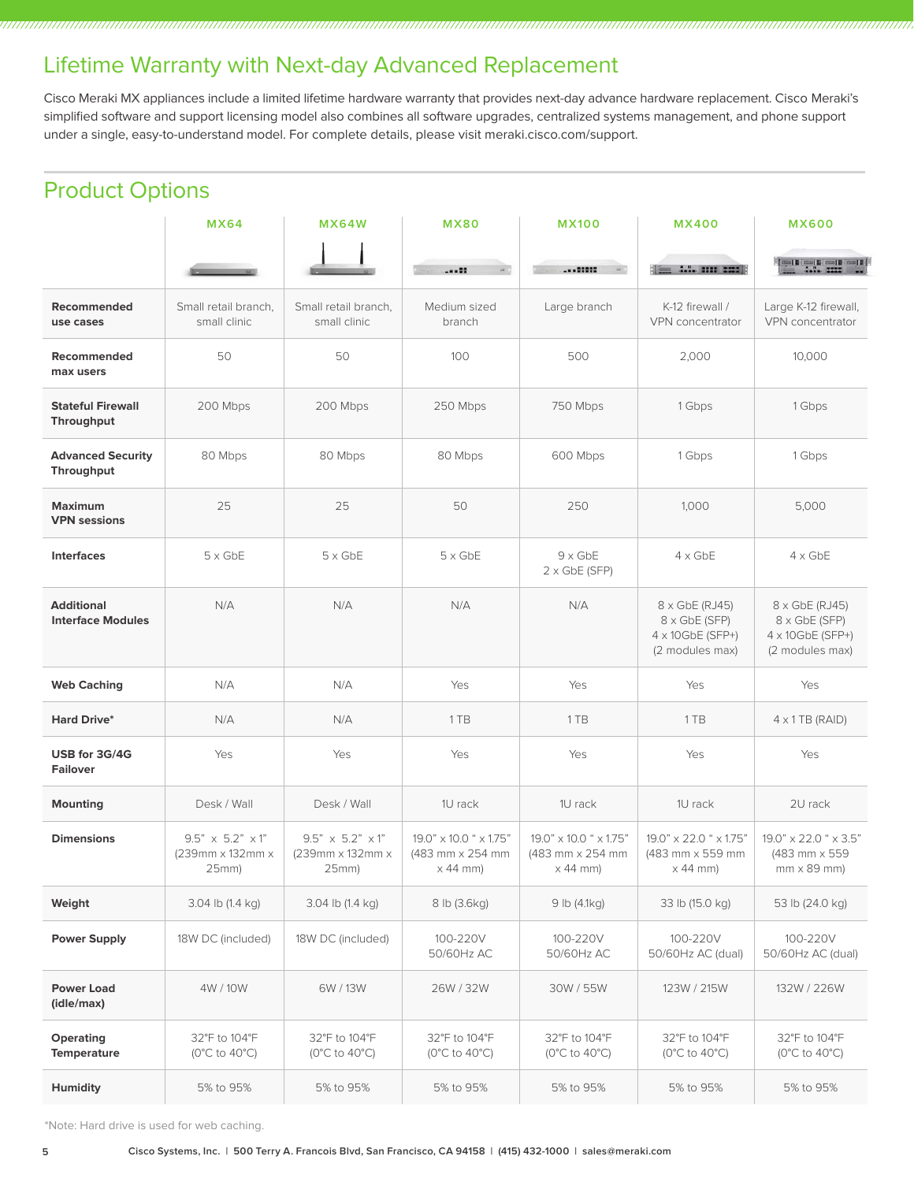## Lifetime Warranty with Next-day Advanced Replacement

Cisco Meraki MX appliances include a limited lifetime hardware warranty that provides next-day advance hardware replacement. Cisco Meraki's simplified software and support licensing model also combines all software upgrades, centralized systems management, and phone support under a single, easy-to-understand model. For complete details, please visit meraki.cisco.com/support.

## Product Options

| | MX64 | MX64W | MX80 | MX100 | MX400 | MX600 |
|---|---|---|---|---|---|---|
| **Recommended use cases** | Small retail branch, small clinic | Small retail branch, small clinic | Medium sized branch | Large branch | K-12 firewall / VPN concentrator | Large K-12 firewall, VPN concentrator |
| **Recommended max users** | 50 | 50 | 100 | 500 | 2,000 | 10,000 |
| **Stateful Firewall Throughput** | 200 Mbps | 200 Mbps | 250 Mbps | 750 Mbps | 1 Gbps | 1 Gbps |
| **Advanced Security Throughput** | 80 Mbps | 80 Mbps | 80 Mbps | 600 Mbps | 1 Gbps | 1 Gbps |
| **Maximum VPN sessions** | 25 | 25 | 50 | 250 | 1,000 | 5,000 |
| **Interfaces** | 5 x GbE | 5 x GbE | 5 x GbE | 9 x GbE<br>2 x GbE (SFP) | 4 x GbE | 4 x GbE |
| **Additional Interface Modules** | N/A | N/A | N/A | N/A | 8 x GbE (RJ45)<br>8 x GbE (SFP)<br>4 x 10GbE (SFP+)<br>(2 modules max) | 8 x GbE (RJ45)<br>8 x GbE (SFP)<br>4 x 10GbE (SFP+)<br>(2 modules max) |
| **Web Caching** | N/A | N/A | Yes | Yes | Yes | Yes |
| **Hard Drive*** | N/A | N/A | 1 TB | 1 TB | 1 TB | 4 x 1 TB (RAID) |
| **USB for 3G/4G Failover** | Yes | Yes | Yes | Yes | Yes | Yes |
| **Mounting** | Desk / Wall | Desk / Wall | 1U rack | 1U rack | 1U rack | 2U rack |
| **Dimensions** | 9.5" x 5.2" x 1" (239mm x 132mm x 25mm) | 9.5" x 5.2" x 1" (239mm x 132mm x 25mm) | 19.0" x 10.0 " x 1.75" (483 mm x 254 mm x 44 mm) | 19.0" x 10.0 " x 1.75" (483 mm x 254 mm x 44 mm) | 19.0" x 22.0 " x 1.75" (483 mm x 559 mm x 44 mm) | 19.0" x 22.0 " x 3.5" (483 mm x 559 mm x 89 mm) |
| **Weight** | 3.04 lb (1.4 kg) | 3.04 lb (1.4 kg) | 8 lb (3.6kg) | 9 lb (4.1kg) | 33 lb (15.0 kg) | 53 lb (24.0 kg) |
| **Power Supply** | 18W DC (included) | 18W DC (included) | 100-220V 50/60Hz AC | 100-220V 50/60Hz AC | 100-220V 50/60Hz AC (dual) | 100-220V 50/60Hz AC (dual) |
| **Power Load (idle/max)** | 4W / 10W | 6W / 13W | 26W / 32W | 30W / 55W | 123W / 215W | 132W / 226W |
| **Operating Temperature** | 32°F to 104°F (0°C to 40°C) | 32°F to 104°F (0°C to 40°C) | 32°F to 104°F (0°C to 40°C) | 32°F to 104°F (0°C to 40°C) | 32°F to 104°F (0°C to 40°C) | 32°F to 104°F (0°C to 40°C) |
| **Humidity** | 5% to 95% | 5% to 95% | 5% to 95% | 5% to 95% | 5% to 95% | 5% to 95% |

*Note: Hard drive is used for web caching.

Cisco Systems, Inc. | 500 Terry A. Francois Blvd, San Francisco, CA 94158 | (415) 432-1000 | sales@meraki.com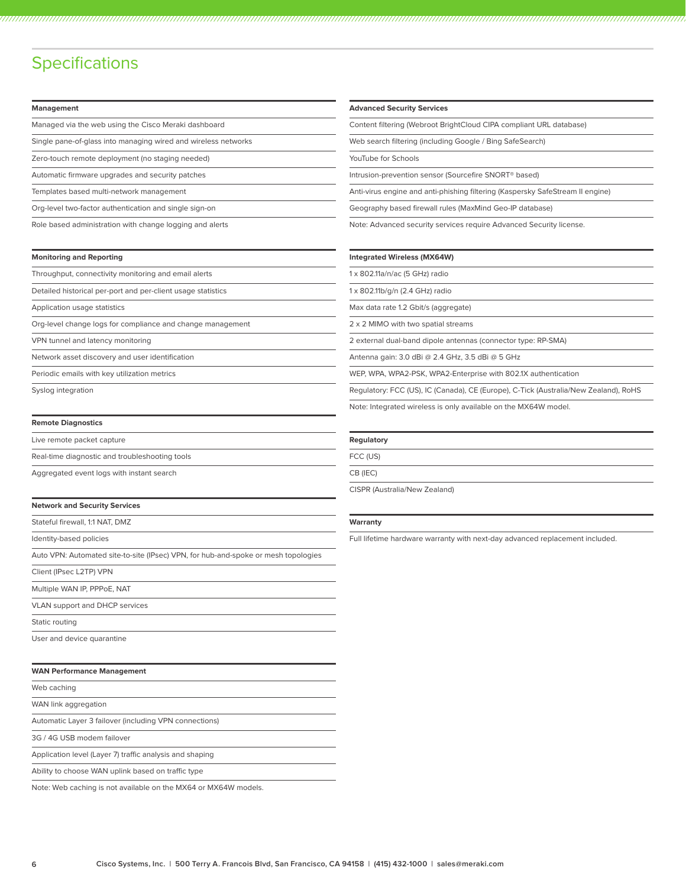# Specifications

### Management

- Managed via the web using the Cisco Meraki dashboard
- Single pane-of-glass into managing wired and wireless networks
- Zero-touch remote deployment (no staging needed)
- Automatic firmware upgrades and security patches
- Templates based multi-network management
- Org-level two-factor authentication and single sign-on
- Role based administration with change logging and alerts

### Monitoring and Reporting

- Throughput, connectivity monitoring and email alerts
- Detailed historical per-port and per-client usage statistics
- Application usage statistics
- Org-level change logs for compliance and change management
- VPN tunnel and latency monitoring
- Network asset discovery and user identification
- Periodic emails with key utilization metrics
- Syslog integration

### Remote Diagnostics

- Live remote packet capture
- Real-time diagnostic and troubleshooting tools
- Aggregated event logs with instant search

### Network and Security Services

- Stateful firewall, 1:1 NAT, DMZ
- Identity-based policies
- Auto VPN: Automated site-to-site (IPsec) VPN, for hub-and-spoke or mesh topologies
- Client (IPsec L2TP) VPN
- Multiple WAN IP, PPPoE, NAT
- VLAN support and DHCP services
- Static routing
- User and device quarantine

### WAN Performance Management

- Web caching
- WAN link aggregation
- Automatic Layer 3 failover (including VPN connections)
- 3G / 4G USB modem failover
- Application level (Layer 7) traffic analysis and shaping
- Ability to choose WAN uplink based on traffic type

Note: Web caching is not available on the MX64 or MX64W models.

### Advanced Security Services

- Content filtering (Webroot BrightCloud CIPA compliant URL database)
- Web search filtering (including Google / Bing SafeSearch)
- YouTube for Schools
- Intrusion-prevention sensor (Sourcefire SNORT® based)
- Anti-virus engine and anti-phishing filtering (Kaspersky SafeStream II engine)
- Geography based firewall rules (MaxMind Geo-IP database)

Note: Advanced security services require Advanced Security license.

### Integrated Wireless (MX64W)

- 1 x 802.11a/n/ac (5 GHz) radio
- 1 x 802.11b/g/n (2.4 GHz) radio
- Max data rate 1.2 Gbit/s (aggregate)
- 2 x 2 MIMO with two spatial streams
- 2 external dual-band dipole antennas (connector type: RP-SMA)
- Antenna gain: 3.0 dBi @ 2.4 GHz, 3.5 dBi @ 5 GHz
- WEP, WPA, WPA2-PSK, WPA2-Enterprise with 802.1X authentication
- Regulatory: FCC (US), IC (Canada), CE (Europe), C-Tick (Australia/New Zealand), RoHS

Note: Integrated wireless is only available on the MX64W model.

### Regulatory

- FCC (US)
- CB (IEC)
- CISPR (Australia/New Zealand)

### Warranty

Full lifetime hardware warranty with next-day advanced replacement included.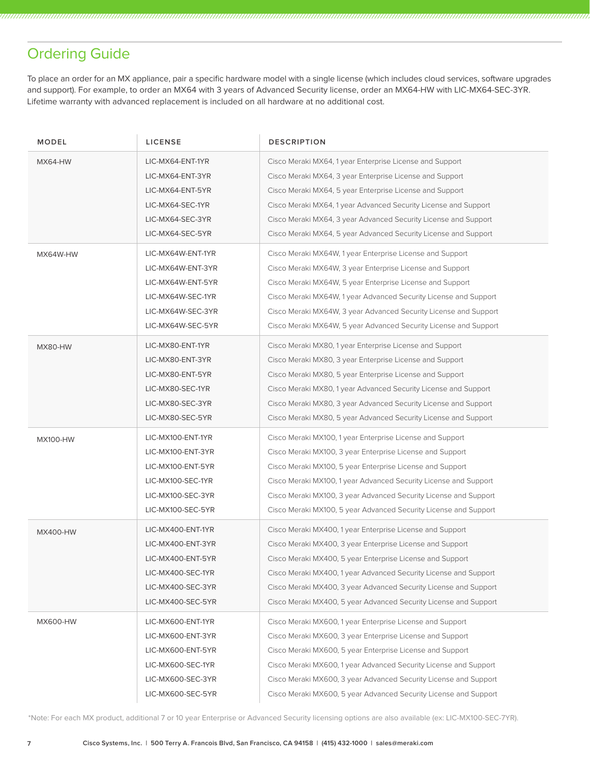## Ordering Guide

To place an order for an MX appliance, pair a specific hardware model with a single license (which includes cloud services, software upgrades and support). For example, to order an MX64 with 3 years of Advanced Security license, order an MX64-HW with LIC-MX64-SEC-3YR. Lifetime warranty with advanced replacement is included on all hardware at no additional cost.

| MODEL | LICENSE | DESCRIPTION |
|---|---|---|
| MX64-HW | LIC-MX64-ENT-1YR | Cisco Meraki MX64, 1 year Enterprise License and Support |
| | LIC-MX64-ENT-3YR | Cisco Meraki MX64, 3 year Enterprise License and Support |
| | LIC-MX64-ENT-5YR | Cisco Meraki MX64, 5 year Enterprise License and Support |
| | LIC-MX64-SEC-1YR | Cisco Meraki MX64, 1 year Advanced Security License and Support |
| | LIC-MX64-SEC-3YR | Cisco Meraki MX64, 3 year Advanced Security License and Support |
| | LIC-MX64-SEC-5YR | Cisco Meraki MX64, 5 year Advanced Security License and Support |
| MX64W-HW | LIC-MX64W-ENT-1YR | Cisco Meraki MX64W, 1 year Enterprise License and Support |
| | LIC-MX64W-ENT-3YR | Cisco Meraki MX64W, 3 year Enterprise License and Support |
| | LIC-MX64W-ENT-5YR | Cisco Meraki MX64W, 5 year Enterprise License and Support |
| | LIC-MX64W-SEC-1YR | Cisco Meraki MX64W, 1 year Advanced Security License and Support |
| | LIC-MX64W-SEC-3YR | Cisco Meraki MX64W, 3 year Advanced Security License and Support |
| | LIC-MX64W-SEC-5YR | Cisco Meraki MX64W, 5 year Advanced Security License and Support |
| MX80-HW | LIC-MX80-ENT-1YR | Cisco Meraki MX80, 1 year Enterprise License and Support |
| | LIC-MX80-ENT-3YR | Cisco Meraki MX80, 3 year Enterprise License and Support |
| | LIC-MX80-ENT-5YR | Cisco Meraki MX80, 5 year Enterprise License and Support |
| | LIC-MX80-SEC-1YR | Cisco Meraki MX80, 1 year Advanced Security License and Support |
| | LIC-MX80-SEC-3YR | Cisco Meraki MX80, 3 year Advanced Security License and Support |
| | LIC-MX80-SEC-5YR | Cisco Meraki MX80, 5 year Advanced Security License and Support |
| MX100-HW | LIC-MX100-ENT-1YR | Cisco Meraki MX100, 1 year Enterprise License and Support |
| | LIC-MX100-ENT-3YR | Cisco Meraki MX100, 3 year Enterprise License and Support |
| | LIC-MX100-ENT-5YR | Cisco Meraki MX100, 5 year Enterprise License and Support |
| | LIC-MX100-SEC-1YR | Cisco Meraki MX100, 1 year Advanced Security License and Support |
| | LIC-MX100-SEC-3YR | Cisco Meraki MX100, 3 year Advanced Security License and Support |
| | LIC-MX100-SEC-5YR | Cisco Meraki MX100, 5 year Advanced Security License and Support |
| MX400-HW | LIC-MX400-ENT-1YR | Cisco Meraki MX400, 1 year Enterprise License and Support |
| | LIC-MX400-ENT-3YR | Cisco Meraki MX400, 3 year Enterprise License and Support |
| | LIC-MX400-ENT-5YR | Cisco Meraki MX400, 5 year Enterprise License and Support |
| | LIC-MX400-SEC-1YR | Cisco Meraki MX400, 1 year Advanced Security License and Support |
| | LIC-MX400-SEC-3YR | Cisco Meraki MX400, 3 year Advanced Security License and Support |
| | LIC-MX400-SEC-5YR | Cisco Meraki MX400, 5 year Advanced Security License and Support |
| MX600-HW | LIC-MX600-ENT-1YR | Cisco Meraki MX600, 1 year Enterprise License and Support |
| | LIC-MX600-ENT-3YR | Cisco Meraki MX600, 3 year Enterprise License and Support |
| | LIC-MX600-ENT-5YR | Cisco Meraki MX600, 5 year Enterprise License and Support |
| | LIC-MX600-SEC-1YR | Cisco Meraki MX600, 1 year Advanced Security License and Support |
| | LIC-MX600-SEC-3YR | Cisco Meraki MX600, 3 year Advanced Security License and Support |
| | LIC-MX600-SEC-5YR | Cisco Meraki MX600, 5 year Advanced Security License and Support |

*Note: For each MX product, additional 7 or 10 year Enterprise or Advanced Security licensing options are also available (ex: LIC-MX100-SEC-7YR).

Cisco Systems, Inc. | 500 Terry A. Francois Blvd, San Francisco, CA 94158 | (415) 432-1000 | sales@meraki.com